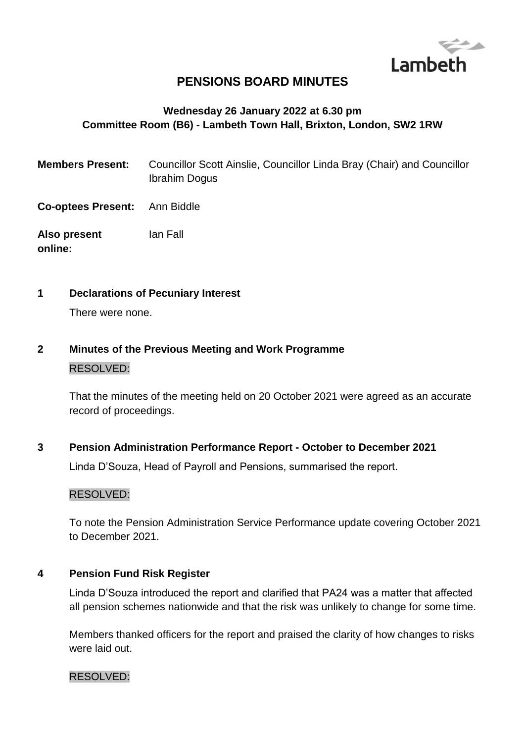# PENSIONS BOARD MINUTES

**Wednesday 26 January 2022 at 6.30 pm**
**Committee Room (B6) - Lambeth Town Hall, Brixton, London, SW2 1RW**

**Members Present:** Councillor Scott Ainslie, Councillor Linda Bray (Chair) and Councillor Ibrahim Dogus

**Co-optees Present:** Ann Biddle

**Also present online:** Ian Fall

## 1 Declarations of Pecuniary Interest

There were none.

## 2 Minutes of the Previous Meeting and Work Programme

RESOLVED:

That the minutes of the meeting held on 20 October 2021 were agreed as an accurate record of proceedings.

## 3 Pension Administration Performance Report - October to December 2021

Linda D'Souza, Head of Payroll and Pensions, summarised the report.

RESOLVED:

To note the Pension Administration Service Performance update covering October 2021 to December 2021.

## 4 Pension Fund Risk Register

Linda D'Souza introduced the report and clarified that PA24 was a matter that affected all pension schemes nationwide and that the risk was unlikely to change for some time.

Members thanked officers for the report and praised the clarity of how changes to risks were laid out.

RESOLVED: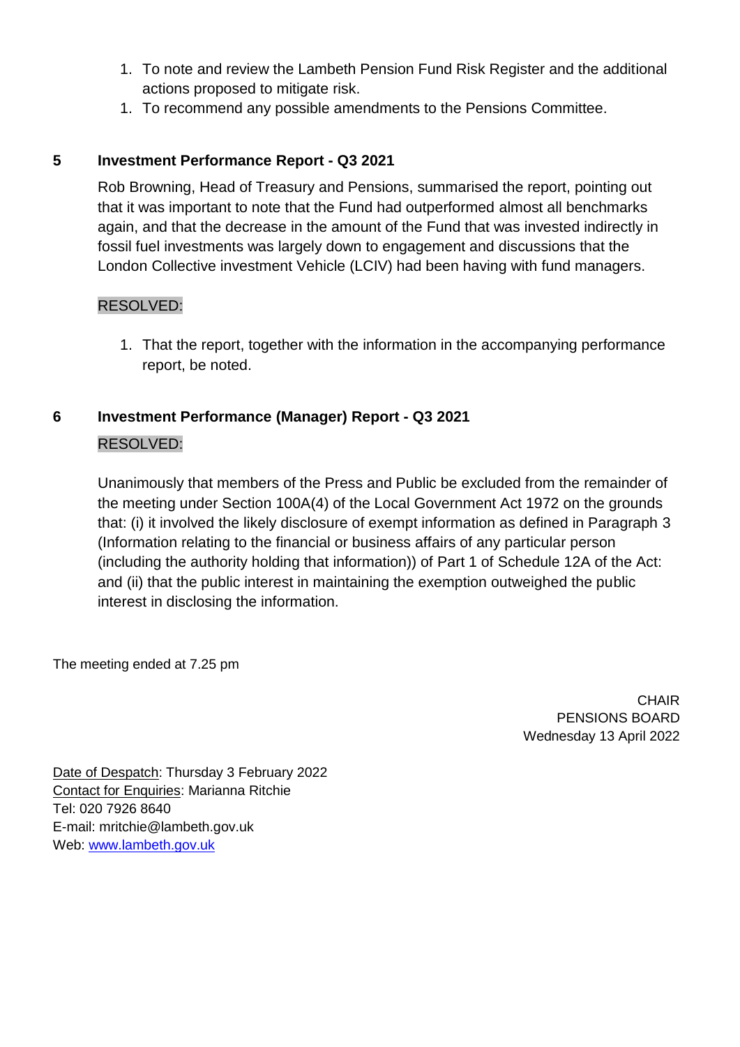1. To note and review the Lambeth Pension Fund Risk Register and the additional actions proposed to mitigate risk.
1. To recommend any possible amendments to the Pensions Committee.

**5 Investment Performance Report - Q3 2021**

Rob Browning, Head of Treasury and Pensions, summarised the report, pointing out that it was important to note that the Fund had outperformed almost all benchmarks again, and that the decrease in the amount of the Fund that was invested indirectly in fossil fuel investments was largely down to engagement and discussions that the London Collective investment Vehicle (LCIV) had been having with fund managers.

RESOLVED:

1. That the report, together with the information in the accompanying performance report, be noted.

**6 Investment Performance (Manager) Report - Q3 2021**

RESOLVED:

Unanimously that members of the Press and Public be excluded from the remainder of the meeting under Section 100A(4) of the Local Government Act 1972 on the grounds that: (i) it involved the likely disclosure of exempt information as defined in Paragraph 3 (Information relating to the financial or business affairs of any particular person (including the authority holding that information)) of Part 1 of Schedule 12A of the Act: and (ii) that the public interest in maintaining the exemption outweighed the public interest in disclosing the information.

The meeting ended at 7.25 pm

CHAIR
PENSIONS BOARD
Wednesday 13 April 2022

Date of Despatch: Thursday 3 February 2022
Contact for Enquiries: Marianna Ritchie
Tel: 020 7926 8640
E-mail: mritchie@lambeth.gov.uk
Web: [www.lambeth.gov.uk](http://www.lambeth.gov.uk)